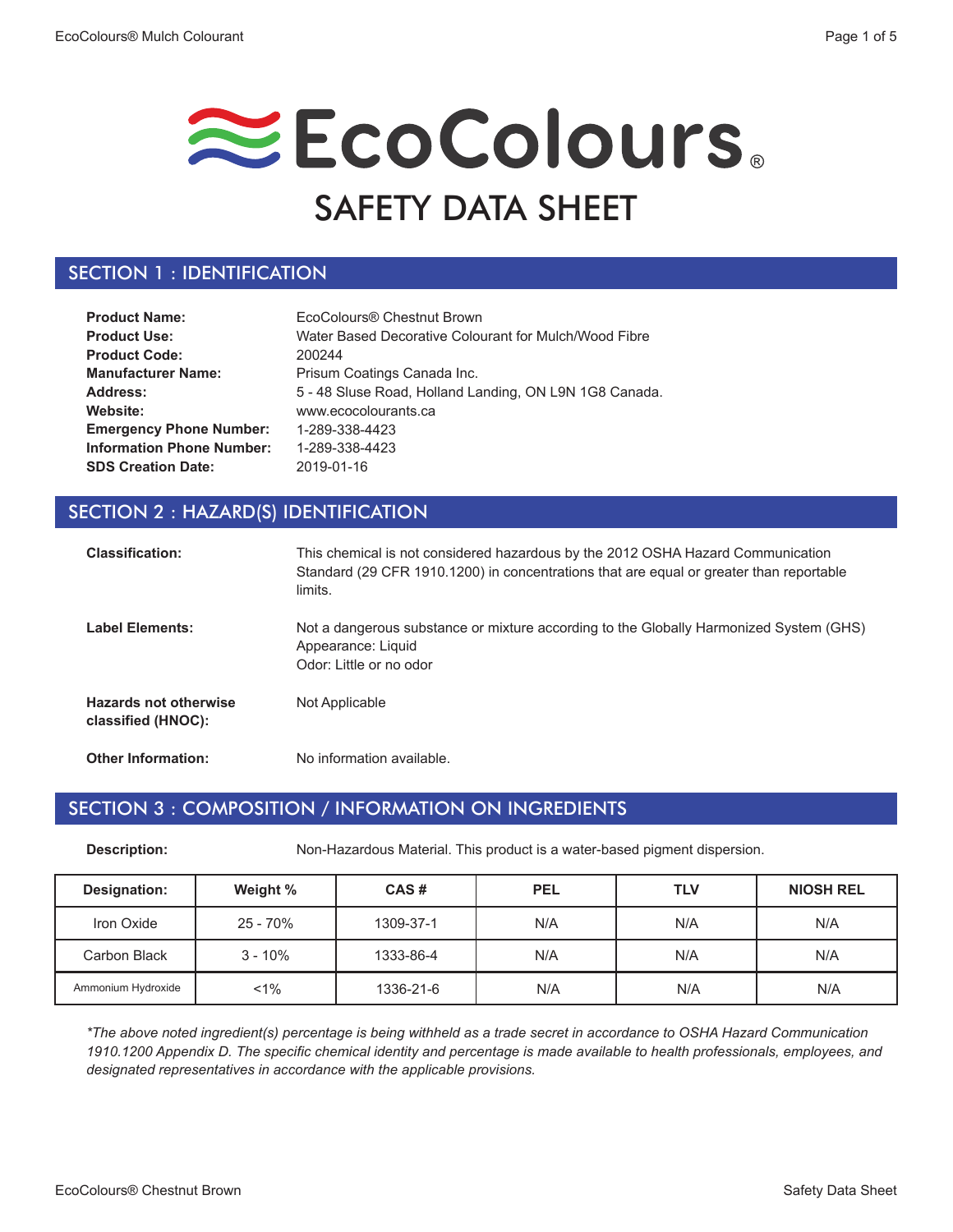# EcoColours®

# SAFETY DATA SHEET

## SECTION 1 : IDENTIFICATION

| | |
|---|---|
| **Product Name:** | EcoColours® Chestnut Brown |
| **Product Use:** | Water Based Decorative Colourant for Mulch/Wood Fibre |
| **Product Code:** | 200244 |
| **Manufacturer Name:** | Prisum Coatings Canada Inc. |
| **Address:** | 5 - 48 Sluse Road, Holland Landing, ON L9N 1G8 Canada. |
| **Website:** | www.ecocolourants.ca |
| **Emergency Phone Number:** | 1-289-338-4423 |
| **Information Phone Number:** | 1-289-338-4423 |
| **SDS Creation Date:** | 2019-01-16 |

## SECTION 2 : HAZARD(S) IDENTIFICATION

**Classification:** This chemical is not considered hazardous by the 2012 OSHA Hazard Communication Standard (29 CFR 1910.1200) in concentrations that are equal or greater than reportable limits.

**Label Elements:** Not a dangerous substance or mixture according to the Globally Harmonized System (GHS)
Appearance: Liquid
Odor: Little or no odor

**Hazards not otherwise classified (HNOC):** Not Applicable

**Other Information:** No information available.

## SECTION 3 : COMPOSITION / INFORMATION ON INGREDIENTS

**Description:** Non-Hazardous Material. This product is a water-based pigment dispersion.

| Designation: | Weight % | CAS # | PEL | TLV | NIOSH REL |
|---|---|---|---|---|---|
| Iron Oxide | 25 - 70% | 1309-37-1 | N/A | N/A | N/A |
| Carbon Black | 3 - 10% | 1333-86-4 | N/A | N/A | N/A |
| Ammonium Hydroxide | <1% | 1336-21-6 | N/A | N/A | N/A |

*\*The above noted ingredient(s) percentage is being withheld as a trade secret in accordance to OSHA Hazard Communication 1910.1200 Appendix D. The specific chemical identity and percentage is made available to health professionals, employees, and designated representatives in accordance with the applicable provisions.*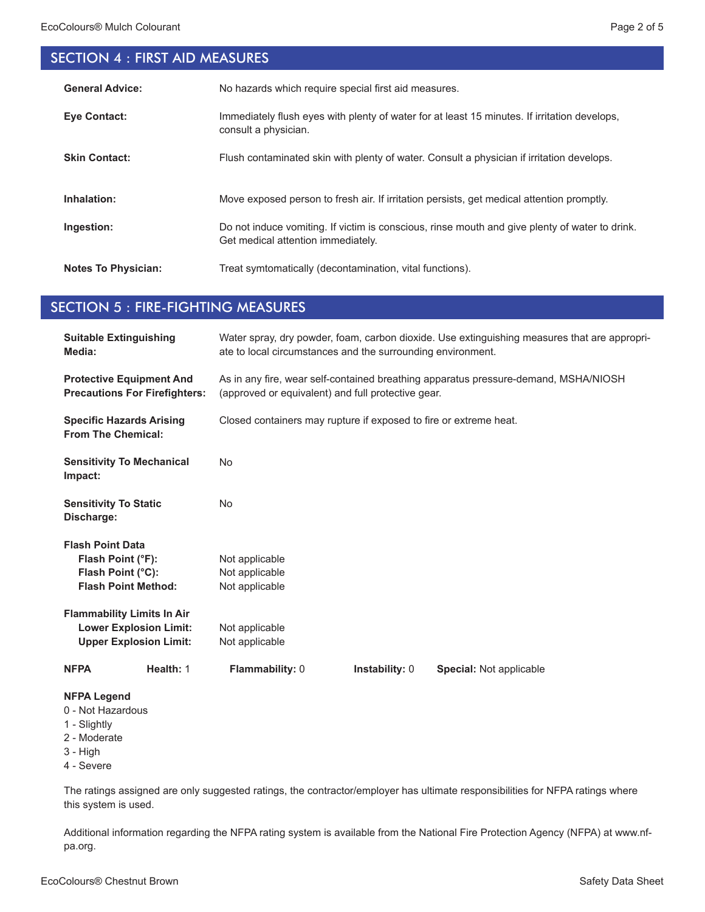## SECTION 4 : FIRST AID MEASURES

**General Advice:** No hazards which require special first aid measures.

**Eye Contact:** Immediately flush eyes with plenty of water for at least 15 minutes. If irritation develops, consult a physician.

**Skin Contact:** Flush contaminated skin with plenty of water. Consult a physician if irritation develops.

**Inhalation:** Move exposed person to fresh air. If irritation persists, get medical attention promptly.

**Ingestion:** Do not induce vomiting. If victim is conscious, rinse mouth and give plenty of water to drink. Get medical attention immediately.

**Notes To Physician:** Treat symtomatically (decontamination, vital functions).

## SECTION 5 : FIRE-FIGHTING MEASURES

**Suitable Extinguishing Media:** Water spray, dry powder, foam, carbon dioxide. Use extinguishing measures that are appropriate to local circumstances and the surrounding environment.

**Protective Equipment And Precautions For Firefighters:** As in any fire, wear self-contained breathing apparatus pressure-demand, MSHA/NIOSH (approved or equivalent) and full protective gear.

**Specific Hazards Arising From The Chemical:** Closed containers may rupture if exposed to fire or extreme heat.

**Sensitivity To Mechanical Impact:** No

**Sensitivity To Static Discharge:** No

**Flash Point Data**
- **Flash Point (°F):** Not applicable
- **Flash Point (°C):** Not applicable
- **Flash Point Method:** Not applicable

**Flammability Limits In Air**
- **Lower Explosion Limit:** Not applicable
- **Upper Explosion Limit:** Not applicable

**NFPA** **Health:** 1 **Flammability:** 0 **Instability:** 0 **Special:** Not applicable

**NFPA Legend**
0 - Not Hazardous
1 - Slightly
2 - Moderate
3 - High
4 - Severe

The ratings assigned are only suggested ratings, the contractor/employer has ultimate responsibilities for NFPA ratings where this system is used.

Additional information regarding the NFPA rating system is available from the National Fire Protection Agency (NFPA) at www.nfpa.org.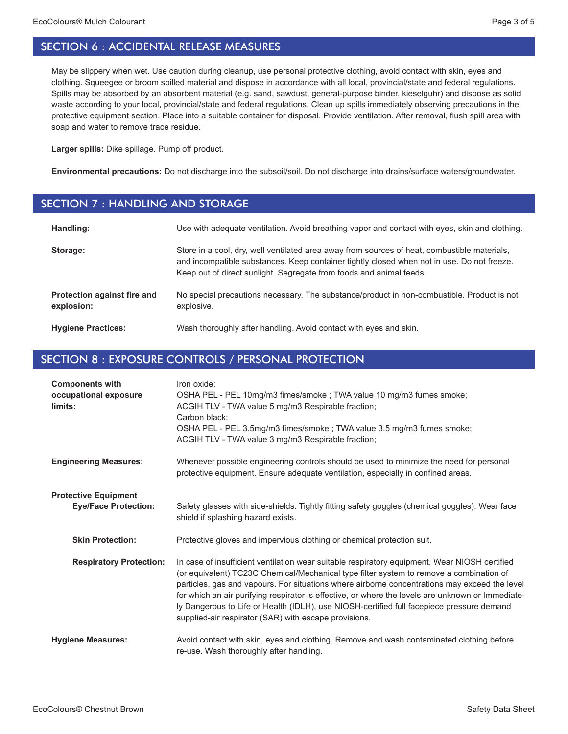## SECTION 6 : ACCIDENTAL RELEASE MEASURES

May be slippery when wet. Use caution during cleanup, use personal protective clothing, avoid contact with skin, eyes and clothing. Squeegee or broom spilled material and dispose in accordance with all local, provincial/state and federal regulations. Spills may be absorbed by an absorbent material (e.g. sand, sawdust, general-purpose binder, kieselguhr) and dispose as solid waste according to your local, provincial/state and federal regulations. Clean up spills immediately observing precautions in the protective equipment section. Place into a suitable container for disposal. Provide ventilation. After removal, flush spill area with soap and water to remove trace residue.

**Larger spills:** Dike spillage. Pump off product.

**Environmental precautions:** Do not discharge into the subsoil/soil. Do not discharge into drains/surface waters/groundwater.

## SECTION 7 : HANDLING AND STORAGE

**Handling:** Use with adequate ventilation. Avoid breathing vapor and contact with eyes, skin and clothing.

**Storage:** Store in a cool, dry, well ventilated area away from sources of heat, combustible materials, and incompatible substances. Keep container tightly closed when not in use. Do not freeze. Keep out of direct sunlight. Segregate from foods and animal feeds.

**Protection against fire and explosion:** No special precautions necessary. The substance/product in non-combustible. Product is not explosive.

**Hygiene Practices:** Wash thoroughly after handling. Avoid contact with eyes and skin.

## SECTION 8 : EXPOSURE CONTROLS / PERSONAL PROTECTION

**Components with occupational exposure limits:**

Iron oxide:
OSHA PEL - PEL 10mg/m3 fimes/smoke ; TWA value 10 mg/m3 fumes smoke;
ACGIH TLV - TWA value 5 mg/m3 Respirable fraction;
Carbon black:
OSHA PEL - PEL 3.5mg/m3 fimes/smoke ; TWA value 3.5 mg/m3 fumes smoke;
ACGIH TLV - TWA value 3 mg/m3 Respirable fraction;

**Engineering Measures:** Whenever possible engineering controls should be used to minimize the need for personal protective equipment. Ensure adequate ventilation, especially in confined areas.

**Protective Equipment**

**Eye/Face Protection:** Safety glasses with side-shields. Tightly fitting safety goggles (chemical goggles). Wear face shield if splashing hazard exists.

**Skin Protection:** Protective gloves and impervious clothing or chemical protection suit.

**Respiratory Protection:** In case of insufficient ventilation wear suitable respiratory equipment. Wear NIOSH certified (or equivalent) TC23C Chemical/Mechanical type filter system to remove a combination of particles, gas and vapours. For situations where airborne concentrations may exceed the level for which an air purifying respirator is effective, or where the levels are unknown or Immediately Dangerous to Life or Health (IDLH), use NIOSH-certified full facepiece pressure demand supplied-air respirator (SAR) with escape provisions.

**Hygiene Measures:** Avoid contact with skin, eyes and clothing. Remove and wash contaminated clothing before re-use. Wash thoroughly after handling.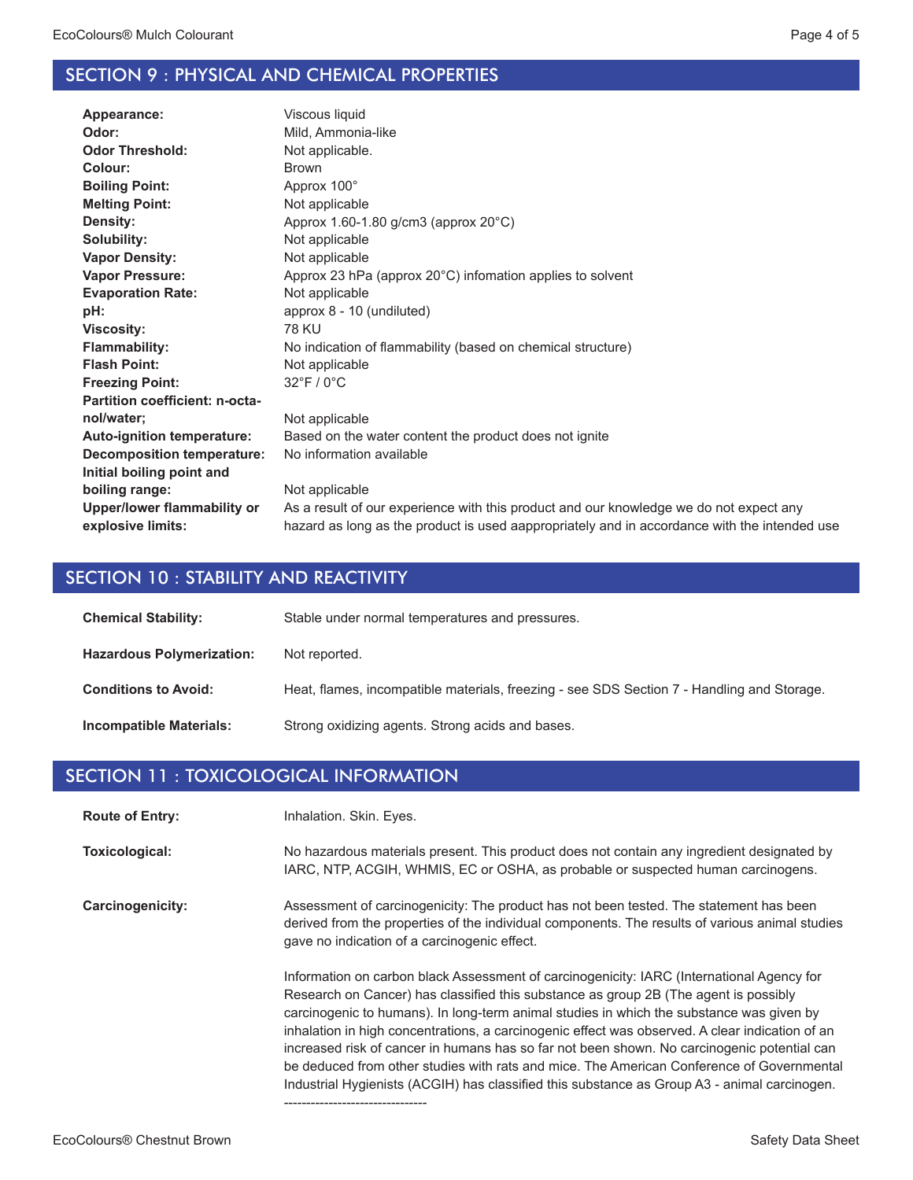## SECTION 9 : PHYSICAL AND CHEMICAL PROPERTIES

| | |
|---|---|
| **Appearance:** | Viscous liquid |
| **Odor:** | Mild, Ammonia-like |
| **Odor Threshold:** | Not applicable. |
| **Colour:** | Brown |
| **Boiling Point:** | Approx 100° |
| **Melting Point:** | Not applicable |
| **Density:** | Approx 1.60-1.80 g/cm3 (approx 20°C) |
| **Solubility:** | Not applicable |
| **Vapor Density:** | Not applicable |
| **Vapor Pressure:** | Approx 23 hPa (approx 20°C) infomation applies to solvent |
| **Evaporation Rate:** | Not applicable |
| **pH:** | approx 8 - 10 (undiluted) |
| **Viscosity:** | 78 KU |
| **Flammability:** | No indication of flammability (based on chemical structure) |
| **Flash Point:** | Not applicable |
| **Freezing Point:** | 32°F / 0°C |
| **Partition coefficient: n-octanol/water;** | Not applicable |
| **Auto-ignition temperature:** | Based on the water content the product does not ignite |
| **Decomposition temperature:** | No information available |
| **Initial boiling point and boiling range:** | Not applicable |
| **Upper/lower flammability or explosive limits:** | As a result of our experience with this product and our knowledge we do not expect any hazard as long as the product is used aappropriately and in accordance with the intended use |

## SECTION 10 : STABILITY AND REACTIVITY

| | |
|---|---|
| **Chemical Stability:** | Stable under normal temperatures and pressures. |
| **Hazardous Polymerization:** | Not reported. |
| **Conditions to Avoid:** | Heat, flames, incompatible materials, freezing - see SDS Section 7 - Handling and Storage. |
| **Incompatible Materials:** | Strong oxidizing agents. Strong acids and bases. |

## SECTION 11 : TOXICOLOGICAL INFORMATION

**Route of Entry:** Inhalation. Skin. Eyes.

**Toxicological:** No hazardous materials present. This product does not contain any ingredient designated by IARC, NTP, ACGIH, WHMIS, EC or OSHA, as probable or suspected human carcinogens.

**Carcinogenicity:** Assessment of carcinogenicity: The product has not been tested. The statement has been derived from the properties of the individual components. The results of various animal studies gave no indication of a carcinogenic effect.

Information on carbon black Assessment of carcinogenicity: IARC (International Agency for Research on Cancer) has classified this substance as group 2B (The agent is possibly carcinogenic to humans). In long-term animal studies in which the substance was given by inhalation in high concentrations, a carcinogenic effect was observed. A clear indication of an increased risk of cancer in humans has so far not been shown. No carcinogenic potential can be deduced from other studies with rats and mice. The American Conference of Governmental Industrial Hygienists (ACGIH) has classified this substance as Group A3 - animal carcinogen.

--------------------------------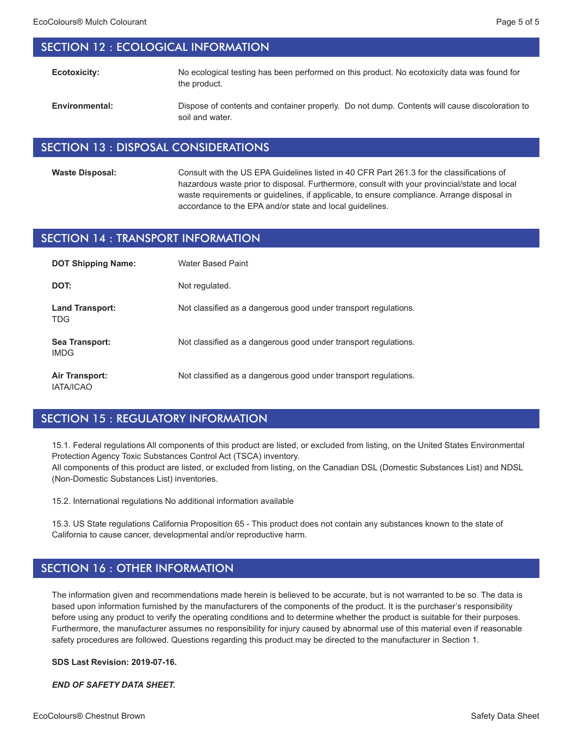## SECTION 12 : ECOLOGICAL INFORMATION

| | |
|---|---|
| **Ecotoxicity:** | No ecological testing has been performed on this product. No ecotoxicity data was found for the product. |
| **Environmental:** | Dispose of contents and container properly. Do not dump. Contents will cause discoloration to soil and water. |

## SECTION 13 : DISPOSAL CONSIDERATIONS

| | |
|---|---|
| **Waste Disposal:** | Consult with the US EPA Guidelines listed in 40 CFR Part 261.3 for the classifications of hazardous waste prior to disposal. Furthermore, consult with your provincial/state and local waste requirements or guidelines, if applicable, to ensure compliance. Arrange disposal in accordance to the EPA and/or state and local guidelines. |

## SECTION 14 : TRANSPORT INFORMATION

| | |
|---|---|
| **DOT Shipping Name:** | Water Based Paint |
| **DOT:** | Not regulated. |
| **Land Transport:** TDG | Not classified as a dangerous good under transport regulations. |
| **Sea Transport:** IMDG | Not classified as a dangerous good under transport regulations. |
| **Air Transport:** IATA/ICAO | Not classified as a dangerous good under transport regulations. |

## SECTION 15 : REGULATORY INFORMATION

15.1. Federal regulations All components of this product are listed, or excluded from listing, on the United States Environmental Protection Agency Toxic Substances Control Act (TSCA) inventory.
All components of this product are listed, or excluded from listing, on the Canadian DSL (Domestic Substances List) and NDSL (Non-Domestic Substances List) inventories.

15.2. International regulations No additional information available

15.3. US State regulations California Proposition 65 - This product does not contain any substances known to the state of California to cause cancer, developmental and/or reproductive harm.

## SECTION 16 : OTHER INFORMATION

The information given and recommendations made herein is believed to be accurate, but is not warranted to be so. The data is based upon information furnished by the manufacturers of the components of the product. It is the purchaser's responsibility before using any product to verify the operating conditions and to determine whether the product is suitable for their purposes. Furthermore, the manufacturer assumes no responsibility for injury caused by abnormal use of this material even if reasonable safety procedures are followed. Questions regarding this product may be directed to the manufacturer in Section 1.

**SDS Last Revision: 2019-07-16.**

***END OF SAFETY DATA SHEET.***